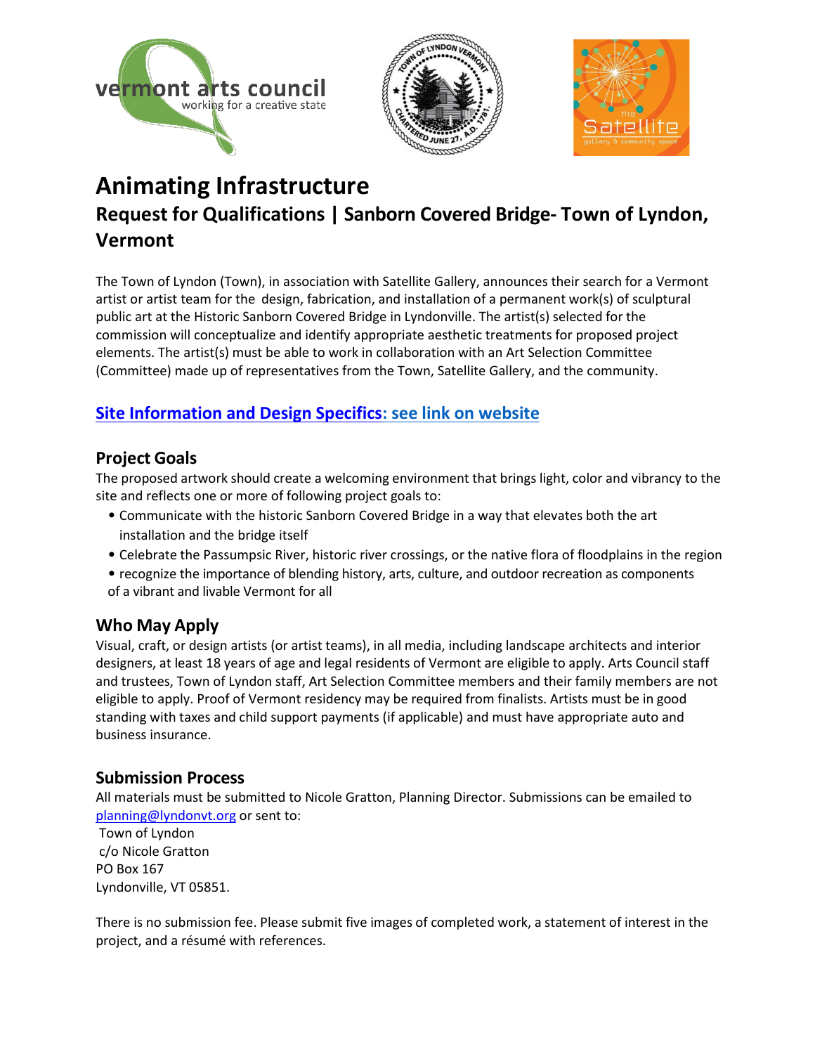# Animating Infrastructure

## Request for Qualifications | Sanborn Covered Bridge- Town of Lyndon, Vermont

The Town of Lyndon (Town), in association with Satellite Gallery, announces their search for a Vermont artist or artist team for the design, fabrication, and installation of a permanent work(s) of sculptural public art at the Historic Sanborn Covered Bridge in Lyndonville. The artist(s) selected for the commission will conceptualize and identify appropriate aesthetic treatments for proposed project elements. The artist(s) must be able to work in collaboration with an Art Selection Committee (Committee) made up of representatives from the Town, Satellite Gallery, and the community.

### Site Information and Design Specifics: see link on website

### Project Goals

The proposed artwork should create a welcoming environment that brings light, color and vibrancy to the site and reflects one or more of following project goals to:

- Communicate with the historic Sanborn Covered Bridge in a way that elevates both the art installation and the bridge itself
- Celebrate the Passumpsic River, historic river crossings, or the native flora of floodplains in the region
- recognize the importance of blending history, arts, culture, and outdoor recreation as components of a vibrant and livable Vermont for all

### Who May Apply

Visual, craft, or design artists (or artist teams), in all media, including landscape architects and interior designers, at least 18 years of age and legal residents of Vermont are eligible to apply. Arts Council staff and trustees, Town of Lyndon staff, Art Selection Committee members and their family members are not eligible to apply. Proof of Vermont residency may be required from finalists. Artists must be in good standing with taxes and child support payments (if applicable) and must have appropriate auto and business insurance.

### Submission Process

All materials must be submitted to Nicole Gratton, Planning Director. Submissions can be emailed to planning@lyndonvt.org or sent to:

Town of Lyndon  
c/o Nicole Gratton  
PO Box 167  
Lyndonville, VT 05851.

There is no submission fee. Please submit five images of completed work, a statement of interest in the project, and a résumé with references.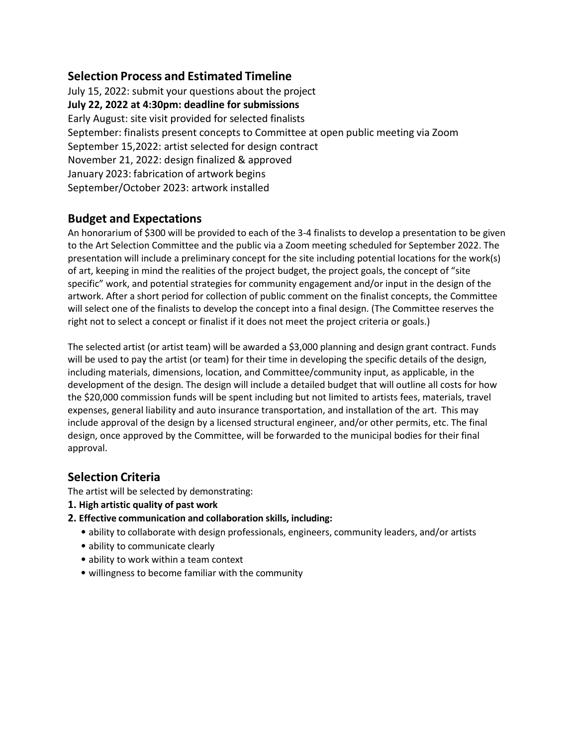## Selection Process and Estimated Timeline

July 15, 2022: submit your questions about the project
**July 22, 2022 at 4:30pm: deadline for submissions**
Early August: site visit provided for selected finalists
September: finalists present concepts to Committee at open public meeting via Zoom
September 15,2022: artist selected for design contract
November 21, 2022: design finalized & approved
January 2023: fabrication of artwork begins
September/October 2023: artwork installed

## Budget and Expectations

An honorarium of $300 will be provided to each of the 3-4 finalists to develop a presentation to be given to the Art Selection Committee and the public via a Zoom meeting scheduled for September 2022. The presentation will include a preliminary concept for the site including potential locations for the work(s) of art, keeping in mind the realities of the project budget, the project goals, the concept of "site specific" work, and potential strategies for community engagement and/or input in the design of the artwork. After a short period for collection of public comment on the finalist concepts, the Committee will select one of the finalists to develop the concept into a final design. (The Committee reserves the right not to select a concept or finalist if it does not meet the project criteria or goals.)

The selected artist (or artist team) will be awarded a $3,000 planning and design grant contract. Funds will be used to pay the artist (or team) for their time in developing the specific details of the design, including materials, dimensions, location, and Committee/community input, as applicable, in the development of the design. The design will include a detailed budget that will outline all costs for how the $20,000 commission funds will be spent including but not limited to artists fees, materials, travel expenses, general liability and auto insurance transportation, and installation of the art. This may include approval of the design by a licensed structural engineer, and/or other permits, etc. The final design, once approved by the Committee, will be forwarded to the municipal bodies for their final approval.

## Selection Criteria

The artist will be selected by demonstrating:

1. **High artistic quality of past work**
2. **Effective communication and collaboration skills, including:**
   - ability to collaborate with design professionals, engineers, community leaders, and/or artists
   - ability to communicate clearly
   - ability to work within a team context
   - willingness to become familiar with the community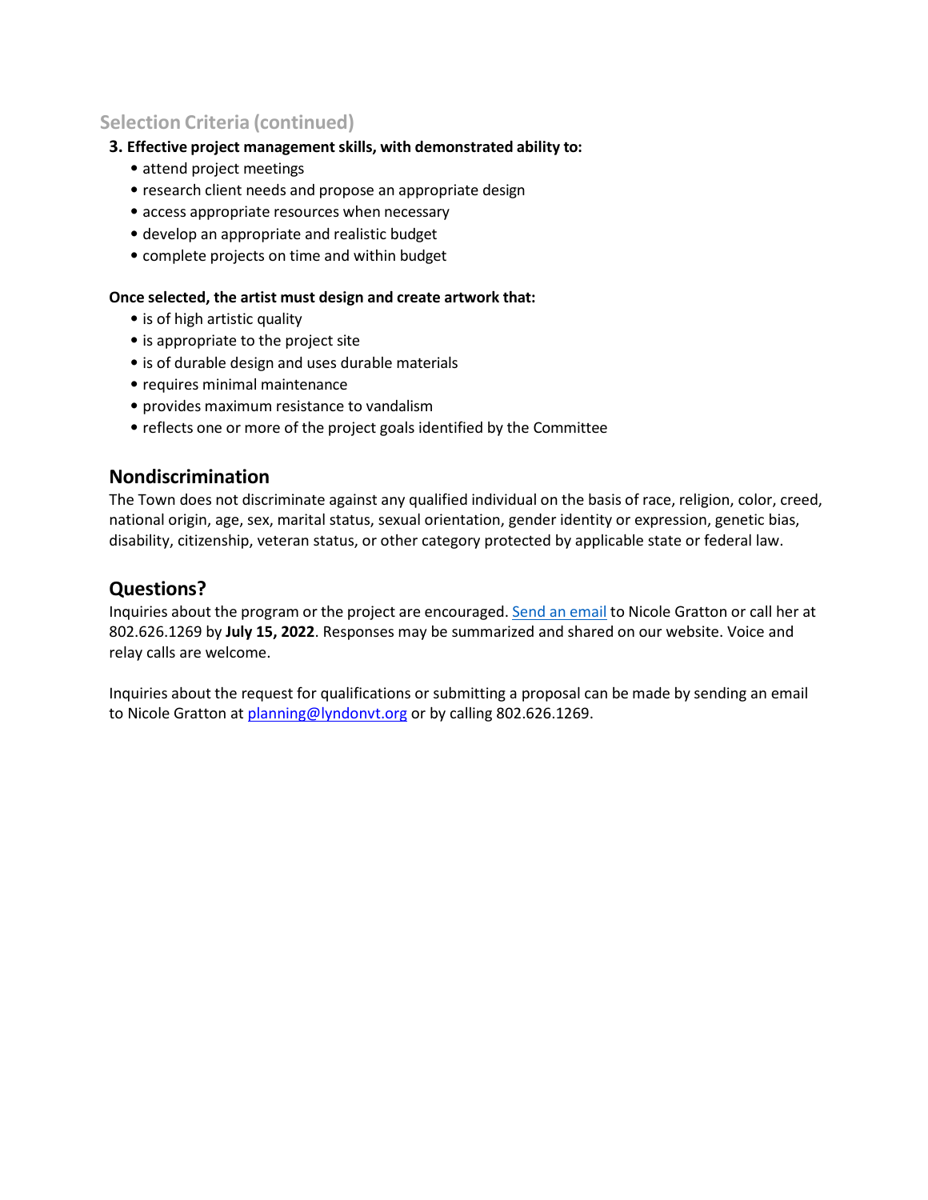## Selection Criteria (continued)

**3. Effective project management skills, with demonstrated ability to:**

- attend project meetings
- research client needs and propose an appropriate design
- access appropriate resources when necessary
- develop an appropriate and realistic budget
- complete projects on time and within budget

**Once selected, the artist must design and create artwork that:**

- is of high artistic quality
- is appropriate to the project site
- is of durable design and uses durable materials
- requires minimal maintenance
- provides maximum resistance to vandalism
- reflects one or more of the project goals identified by the Committee

## Nondiscrimination

The Town does not discriminate against any qualified individual on the basis of race, religion, color, creed, national origin, age, sex, marital status, sexual orientation, gender identity or expression, genetic bias, disability, citizenship, veteran status, or other category protected by applicable state or federal law.

## Questions?

Inquiries about the program or the project are encouraged. Send an email to Nicole Gratton or call her at 802.626.1269 by **July 15, 2022**. Responses may be summarized and shared on our website. Voice and relay calls are welcome.

Inquiries about the request for qualifications or submitting a proposal can be made by sending an email to Nicole Gratton at planning@lyndonvt.org or by calling 802.626.1269.